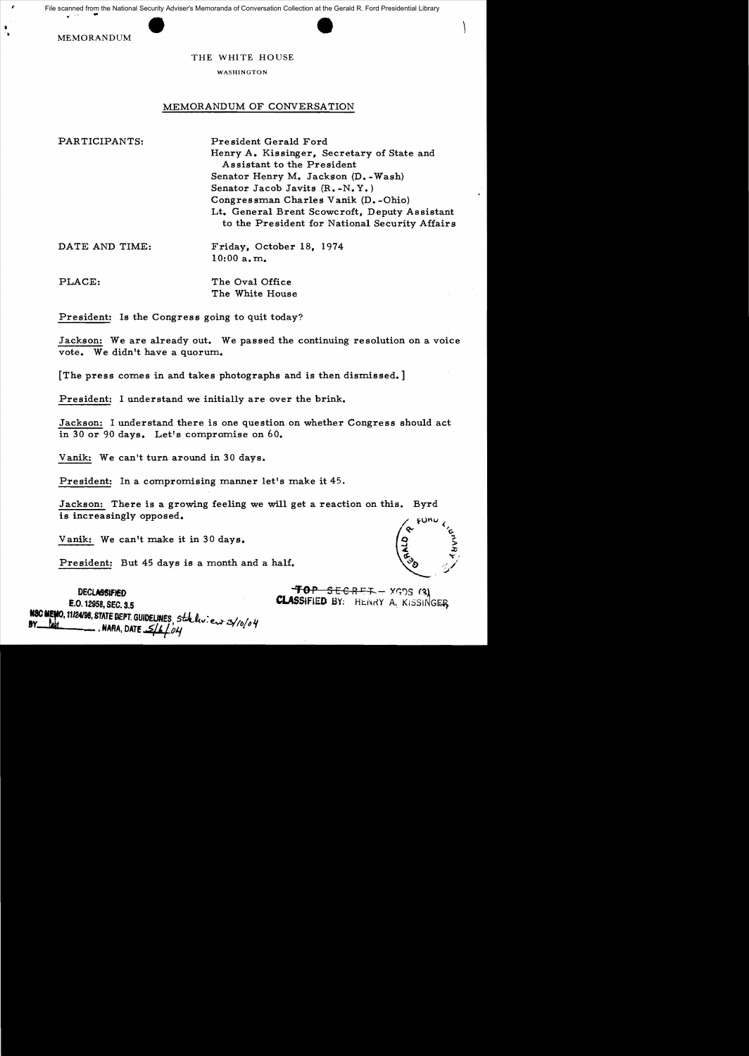MEMORANDUM

THE WHITE HOUSE

WASHINGTON

# MEMORANDUM OF CONVERSATION

PARTICIPANTS:

President Gerald Ford
Henry A. Kissinger, Secretary of State and Assistant to the President
Senator Henry M. Jackson (D.-Wash)
Senator Jacob Javits (R.-N.Y.)
Congressman Charles Vanik (D.-Ohio)
Lt. General Brent Scowcroft, Deputy Assistant to the President for National Security Affairs

DATE AND TIME: Friday, October 18, 1974
10:00 a.m.

PLACE: The Oval Office
The White House

President: Is the Congress going to quit today?

Jackson: We are already out. We passed the continuing resolution on a voice vote. We didn't have a quorum.

[The press comes in and takes photographs and is then dismissed.]

President: I understand we initially are over the brink.

Jackson: I understand there is one question on whether Congress should act in 30 or 90 days. Let's compromise on 60.

Vanik: We can't turn around in 30 days.

President: In a compromising manner let's make it 45.

Jackson: There is a growing feeling we will get a reaction on this. Byrd is increasingly opposed.

Vanik: We can't make it in 30 days.

President: But 45 days is a month and a half.

DECLASSIFIED
E.O. 12958, SEC. 3.5
NSC MEMO, 11/24/98, STATE DEPT. GUIDELINES State review 3/10/04
BY ___ , NARA, DATE 5/6/04

~~TOP SECRET~~ – XGDS (3)
CLASSIFIED BY: HENRY A. KISSINGER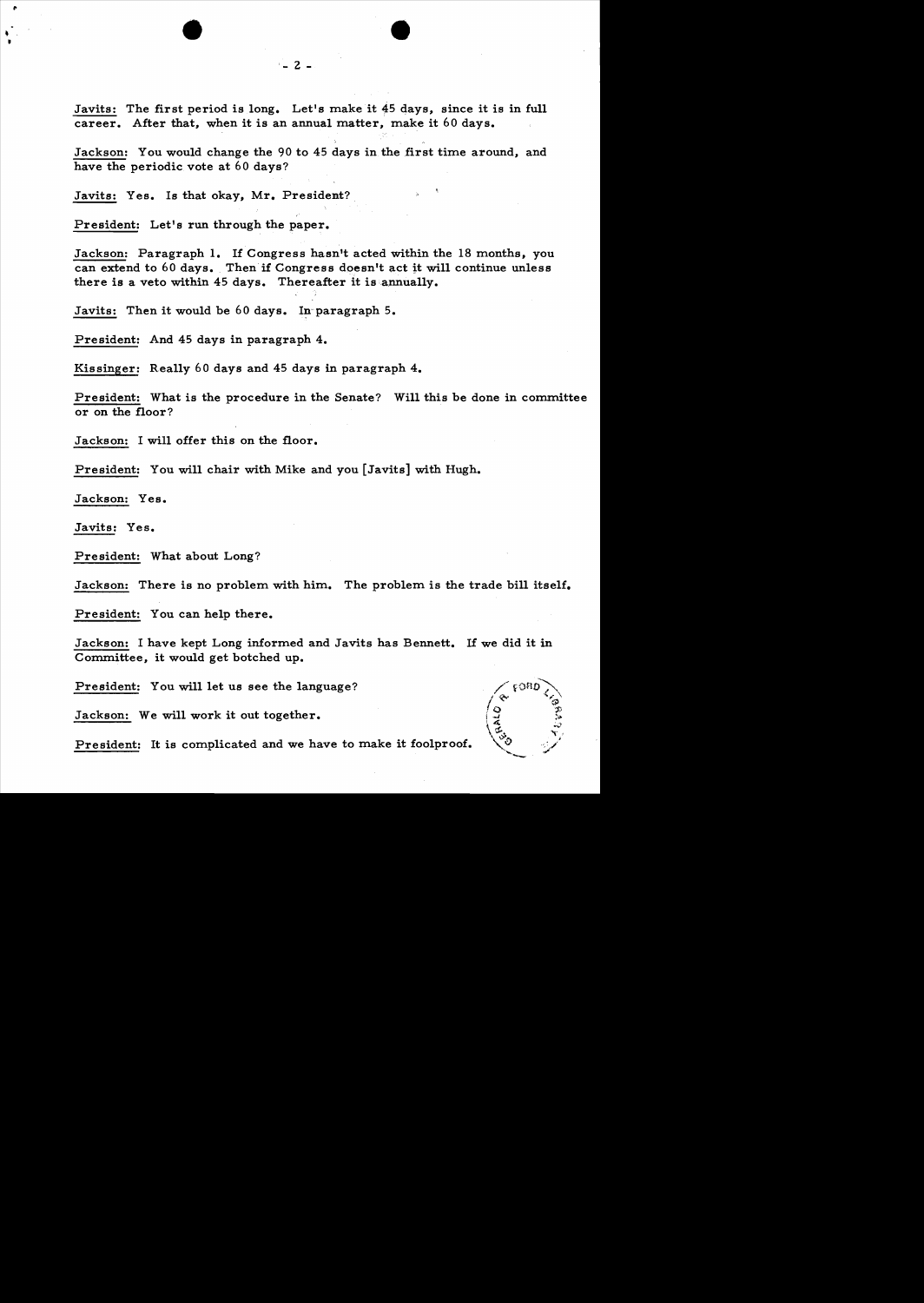Javits: The first period is long. Let's make it 45 days, since it is in full career. After that, when it is an annual matter, make it 60 days.

Jackson: You would change the 90 to 45 days in the first time around, and have the periodic vote at 60 days?

Javits: Yes. Is that okay, Mr. President?

President: Let's run through the paper.

Jackson: Paragraph 1. If Congress hasn't acted within the 18 months, you can extend to 60 days. Then if Congress doesn't act it will continue unless there is a veto within 45 days. Thereafter it is annually.

Javits: Then it would be 60 days. In paragraph 5.

President: And 45 days in paragraph 4.

Kissinger: Really 60 days and 45 days in paragraph 4.

President: What is the procedure in the Senate? Will this be done in committee or on the floor?

Jackson: I will offer this on the floor.

President: You will chair with Mike and you [Javits] with Hugh.

Jackson: Yes.

Javits: Yes.

President: What about Long?

Jackson: There is no problem with him. The problem is the trade bill itself.

President: You can help there.

Jackson: I have kept Long informed and Javits has Bennett. If we did it in Committee, it would get botched up.

President: You will let us see the language?

Jackson: We will work it out together.

President: It is complicated and we have to make it foolproof.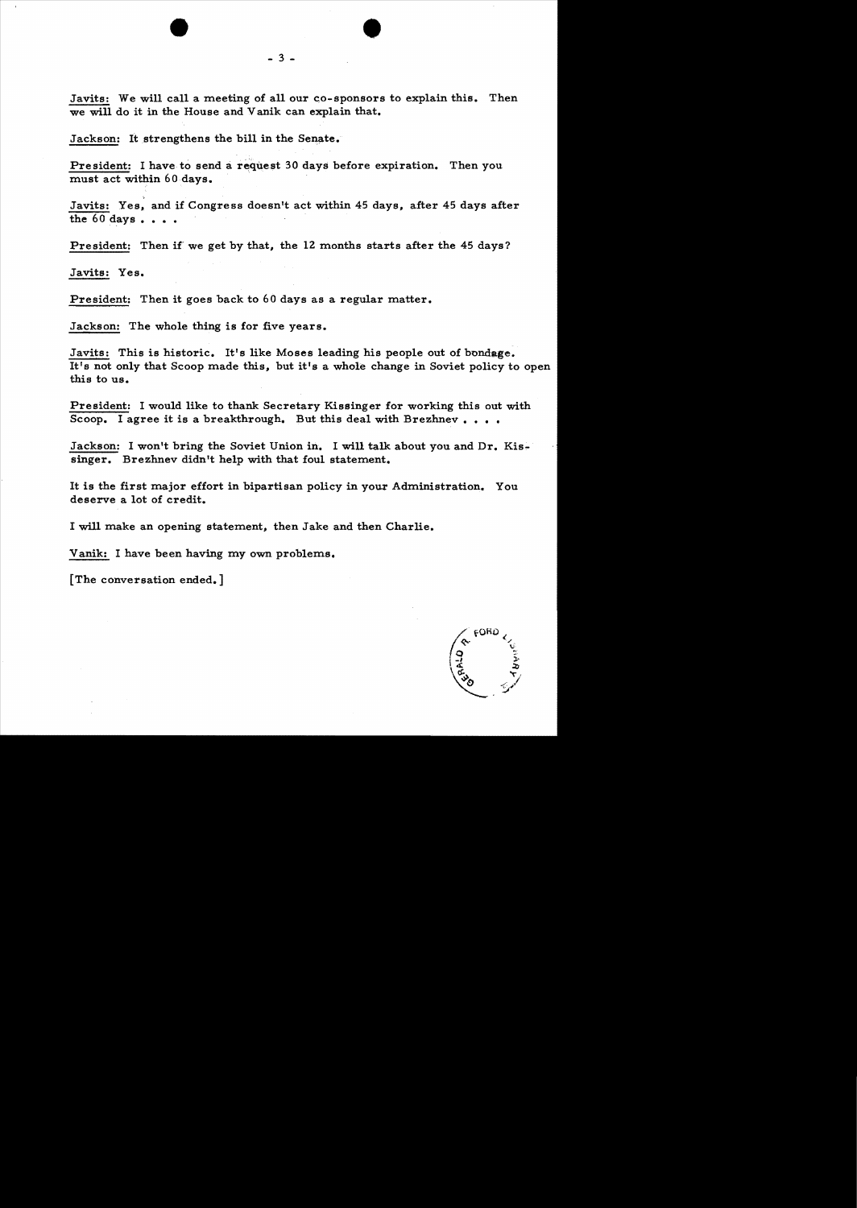Javits: We will call a meeting of all our co-sponsors to explain this. Then we will do it in the House and Vanik can explain that.

Jackson: It strengthens the bill in the Senate.

President: I have to send a request 30 days before expiration. Then you must act within 60 days.

Javits: Yes, and if Congress doesn't act within 45 days, after 45 days after the 60 days . . . .

President: Then if we get by that, the 12 months starts after the 45 days?

Javits: Yes.

President: Then it goes back to 60 days as a regular matter.

Jackson: The whole thing is for five years.

Javits: This is historic. It's like Moses leading his people out of bondage. It's not only that Scoop made this, but it's a whole change in Soviet policy to open this to us.

President: I would like to thank Secretary Kissinger for working this out with Scoop. I agree it is a breakthrough. But this deal with Brezhnev . . . .

Jackson: I won't bring the Soviet Union in. I will talk about you and Dr. Kissinger. Brezhnev didn't help with that foul statement.

It is the first major effort in bipartisan policy in your Administration. You deserve a lot of credit.

I will make an opening statement, then Jake and then Charlie.

Vanik: I have been having my own problems.

[The conversation ended.]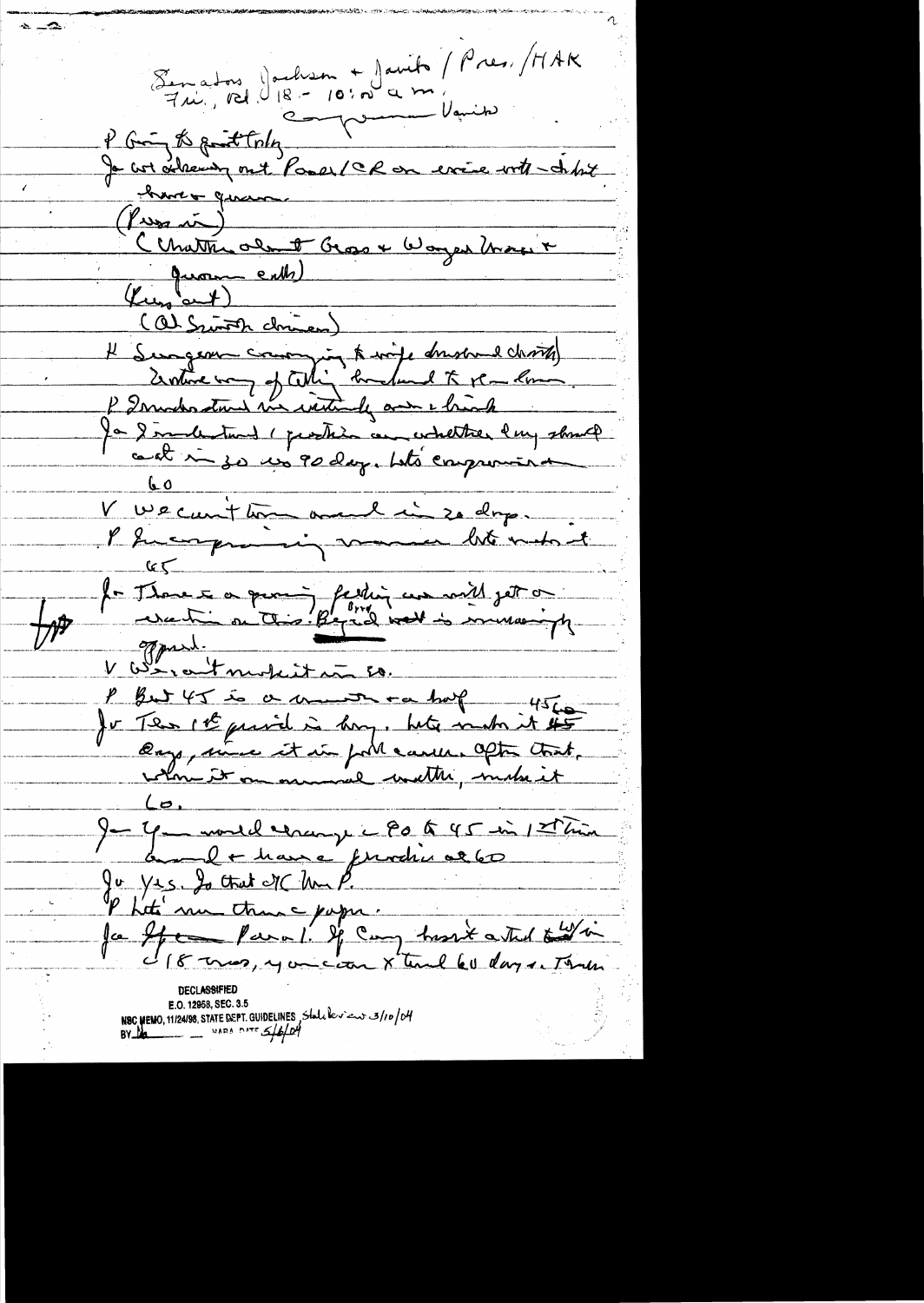Senators Jackson + Javits / Pres. / HAK
Fri, Oct 18 – 10:00 a.m.
Congressman Vanik

P Going to Japan today

Ja We already met Power/CR on exec with – debt have a quorum.

(Press in)

(Chatter about Gross + Wayne Hays + quorum calls)

(Press out)

(Al Smith chosen)

K Surgeon carrying knife drinks chianti)
(Interviewing of Teddy husband to resume)

P I understand we certainly are a hook

Ja I understand (position on whether bus should cut in 30 or 90 days. Let's compromise
60

V We can't turn around in 30 days.

P In compromising manner lets make it 45

Ja There is a growing feeling we will get a reaction on this. Beyond that is meaningful appeal.

V We can't make it in 30.

P But 45 is a month + a half 45/60

Ja The 1st period is long. Let's make it 45 days, since it is full cancel. after that, when it is on annual matter, make it 60.

Ja You would change a 90 to 45 in 1st time and + have a procedure at 60

Ja Yes. Is that OK Mr. P.

P Let's run thru a paper.

Ja If ... Para 1. If Cong hasn't acted 60 in 18 mos, you can extend 60 days. Then

DECLASSIFIED
E.O. 12958, SEC. 3.5
NSC MEMO, 11/24/98, STATE DEPT. GUIDELINES, State Review 3/10/04
BY ___ NARA DATE 5/6/04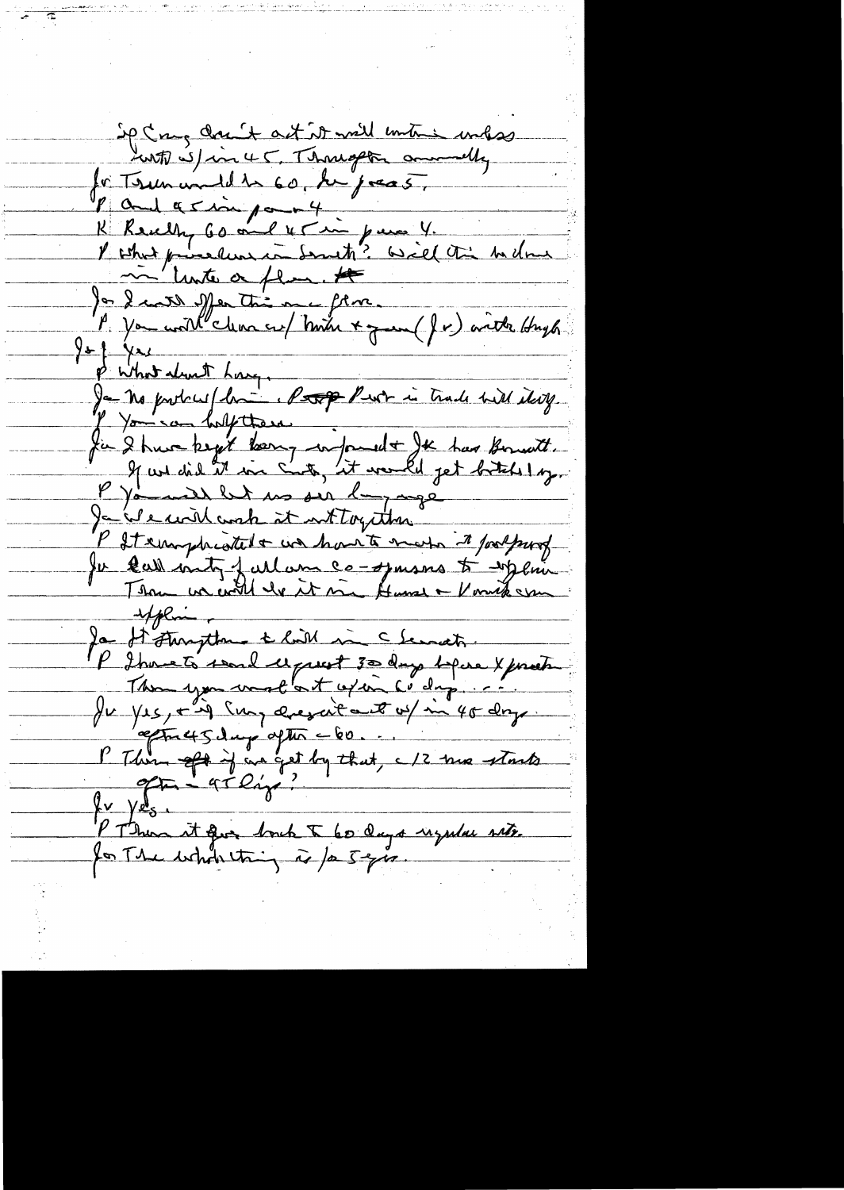So Cong don't act it will continue unless until w/in 45. Thoroughly annually

Jr Truman would be 60, be years.

P And 45 in para 4

K Really 60 and 45 in para 4.

P What procedure in Senate? Will this be done in Unite a flow.

Ja I would offer this one floor.

P You will clear w/ Mike + yours (Jr) with Hugh

Ja + Jr Yes

P What about Long.

Ja No problem/him. Pastore Prior in trade bill story.

P You can help there

Ja I have kept being informed + Jk has Bennett. If we did it in Cmte, it would get bitched up.

P You would let us see language

Ja We will work it out together

P It complicated + we have to make it foolproof

Jr Call unity of all our co-sponsors to explain. Then we will do it in House + Ways can explain.

Ja It strengthens + bill in c Senate.

P I have to send request 30 days before X push. Then you must act w/in 60 days. . .

Jr Yes, + if Cong doesn't act w/ in 45 days. after 45 days after – 60. . .

P Then if we get by that, c 12 mo starts after – 45 days?

Jr Yes.

P Then it goes back to 60 days + regular rate.

Jo The whole thing is 5 yrs.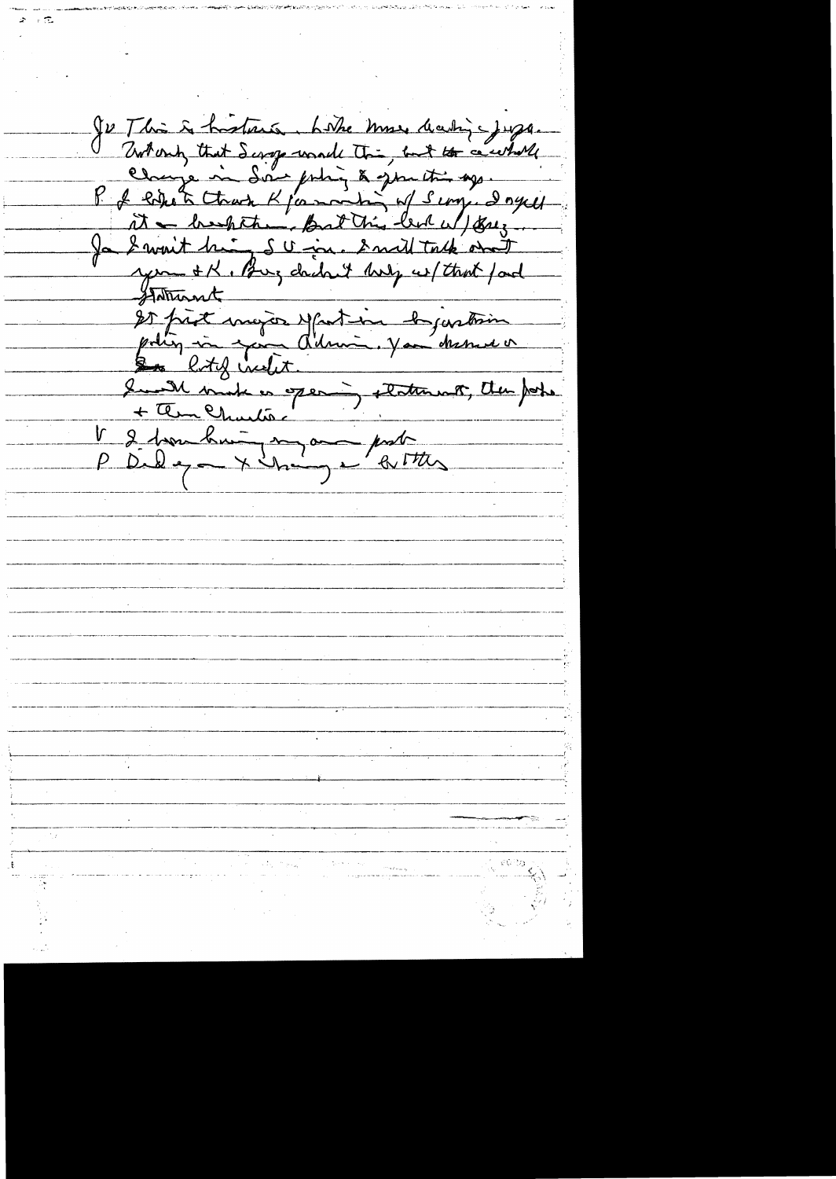JV This is historic. Like more leading Japan.
Not only that Scoop made this, but the whole change in Sov policy to you this age.

P I object to Chuck K for meeting w/ Scoop. I regret it — breakfast. But this deal w/ Brez.

Ja I won't bring SU in. I will talk about you + K. Brez didn't help w/ that Ford statement

It first major effort in bipartisan policy in your Admin. You deserve a lot of credit.

I would make an opening statement, then Javits + then Charlie.

V I have been having my own part

P Did you + Charlie exchange letters